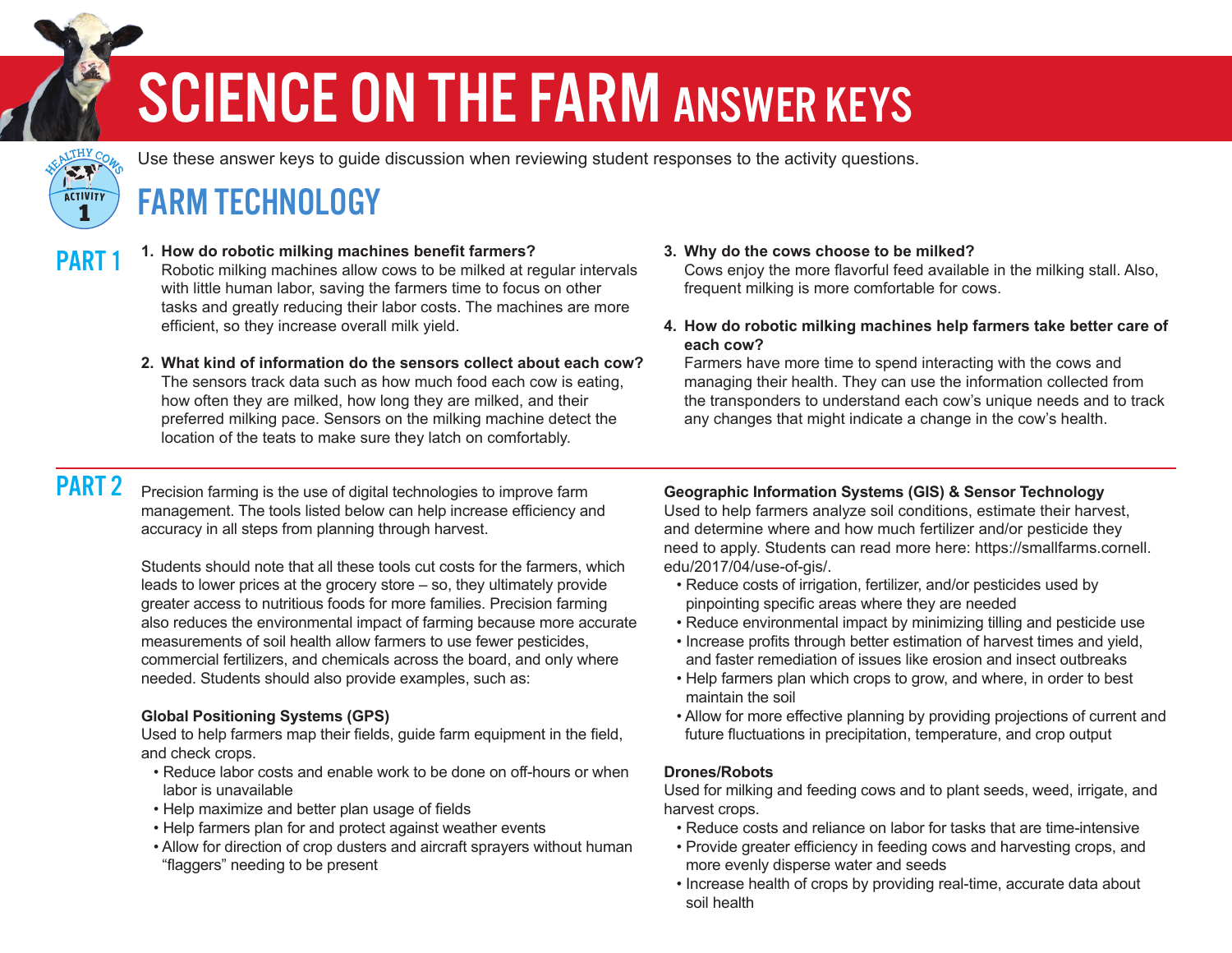# SCIENCE ON THE FARM ANSWER KEYS

Use these answer keys to guide discussion when reviewing student responses to the activity questions.

HEALTHY COWS ACTIVITY 1

## FARM TECHNOLOGY

### PART 1

**1. How do robotic milking machines benefit farmers?**
Robotic milking machines allow cows to be milked at regular intervals with little human labor, saving the farmers time to focus on other tasks and greatly reducing their labor costs. The machines are more efficient, so they increase overall milk yield.

**2. What kind of information do the sensors collect about each cow?**
The sensors track data such as how much food each cow is eating, how often they are milked, how long they are milked, and their preferred milking pace. Sensors on the milking machine detect the location of the teats to make sure they latch on comfortably.

**3. Why do the cows choose to be milked?**
Cows enjoy the more flavorful feed available in the milking stall. Also, frequent milking is more comfortable for cows.

**4. How do robotic milking machines help farmers take better care of each cow?**
Farmers have more time to spend interacting with the cows and managing their health. They can use the information collected from the transponders to understand each cow's unique needs and to track any changes that might indicate a change in the cow's health.

### PART 2

Precision farming is the use of digital technologies to improve farm management. The tools listed below can help increase efficiency and accuracy in all steps from planning through harvest.

Students should note that all these tools cut costs for the farmers, which leads to lower prices at the grocery store – so, they ultimately provide greater access to nutritious foods for more families. Precision farming also reduces the environmental impact of farming because more accurate measurements of soil health allow farmers to use fewer pesticides, commercial fertilizers, and chemicals across the board, and only where needed. Students should also provide examples, such as:

**Global Positioning Systems (GPS)**
Used to help farmers map their fields, guide farm equipment in the field, and check crops.

- Reduce labor costs and enable work to be done on off-hours or when labor is unavailable
- Help maximize and better plan usage of fields
- Help farmers plan for and protect against weather events
- Allow for direction of crop dusters and aircraft sprayers without human "flaggers" needing to be present

**Geographic Information Systems (GIS) & Sensor Technology**
Used to help farmers analyze soil conditions, estimate their harvest, and determine where and how much fertilizer and/or pesticide they need to apply. Students can read more here: https://smallfarms.cornell.edu/2017/04/use-of-gis/.

- Reduce costs of irrigation, fertilizer, and/or pesticides used by pinpointing specific areas where they are needed
- Reduce environmental impact by minimizing tilling and pesticide use
- Increase profits through better estimation of harvest times and yield, and faster remediation of issues like erosion and insect outbreaks
- Help farmers plan which crops to grow, and where, in order to best maintain the soil
- Allow for more effective planning by providing projections of current and future fluctuations in precipitation, temperature, and crop output

**Drones/Robots**
Used for milking and feeding cows and to plant seeds, weed, irrigate, and harvest crops.

- Reduce costs and reliance on labor for tasks that are time-intensive
- Provide greater efficiency in feeding cows and harvesting crops, and more evenly disperse water and seeds
- Increase health of crops by providing real-time, accurate data about soil health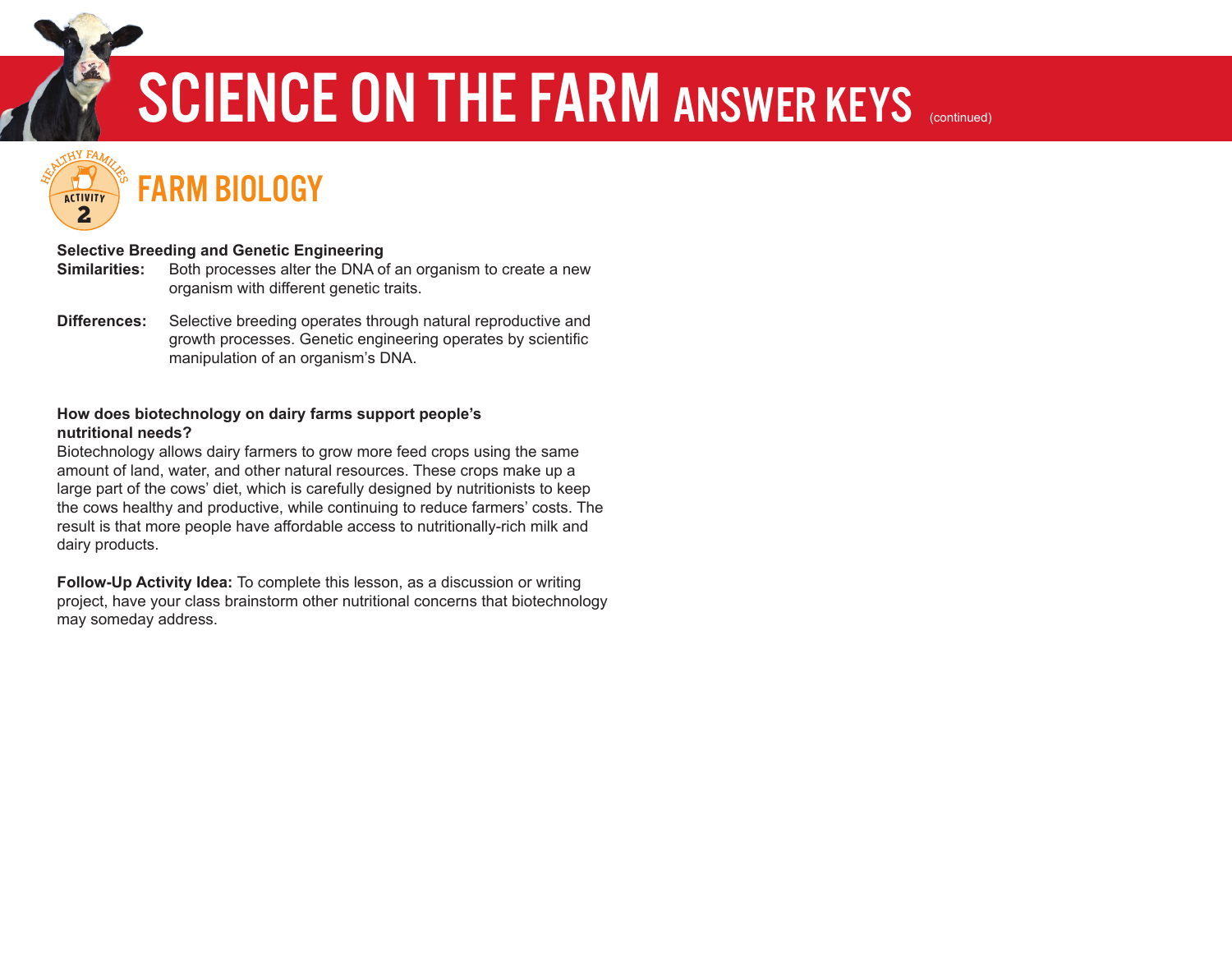# SCIENCE ON THE FARM ANSWER KEYS (continued)

HEALTHY FAMILIES ACTIVITY 2

## FARM BIOLOGY

**Selective Breeding and Genetic Engineering**

**Similarities:** Both processes alter the DNA of an organism to create a new organism with different genetic traits.

**Differences:** Selective breeding operates through natural reproductive and growth processes. Genetic engineering operates by scientific manipulation of an organism's DNA.

**How does biotechnology on dairy farms support people's nutritional needs?**

Biotechnology allows dairy farmers to grow more feed crops using the same amount of land, water, and other natural resources. These crops make up a large part of the cows' diet, which is carefully designed by nutritionists to keep the cows healthy and productive, while continuing to reduce farmers' costs. The result is that more people have affordable access to nutritionally-rich milk and dairy products.

**Follow-Up Activity Idea:** To complete this lesson, as a discussion or writing project, have your class brainstorm other nutritional concerns that biotechnology may someday address.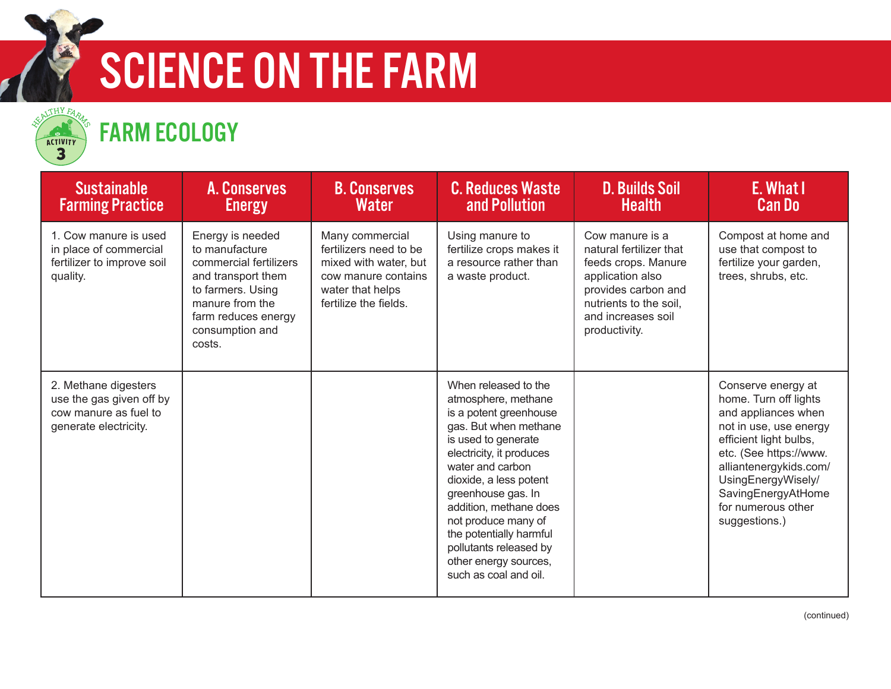# SCIENCE ON THE FARM

## FARM ECOLOGY

HEALTHY FARMS ACTIVITY 3

| Sustainable Farming Practice | A. Conserves Energy | B. Conserves Water | C. Reduces Waste and Pollution | D. Builds Soil Health | E. What I Can Do |
|---|---|---|---|---|---|
| 1. Cow manure is used in place of commercial fertilizer to improve soil quality. | Energy is needed to manufacture commercial fertilizers and transport them to farmers. Using manure from the farm reduces energy consumption and costs. | Many commercial fertilizers need to be mixed with water, but cow manure contains water that helps fertilize the fields. | Using manure to fertilize crops makes it a resource rather than a waste product. | Cow manure is a natural fertilizer that feeds crops. Manure application also provides carbon and nutrients to the soil, and increases soil productivity. | Compost at home and use that compost to fertilize your garden, trees, shrubs, etc. |
| 2. Methane digesters use the gas given off by cow manure as fuel to generate electricity. | | | When released to the atmosphere, methane is a potent greenhouse gas. But when methane is used to generate electricity, it produces water and carbon dioxide, a less potent greenhouse gas. In addition, methane does not produce many of the potentially harmful pollutants released by other energy sources, such as coal and oil. | | Conserve energy at home. Turn off lights and appliances when not in use, use energy efficient light bulbs, etc. (See https://www.alliantenergykids.com/UsingEnergyWisely/SavingEnergyAtHome for numerous other suggestions.) |

(continued)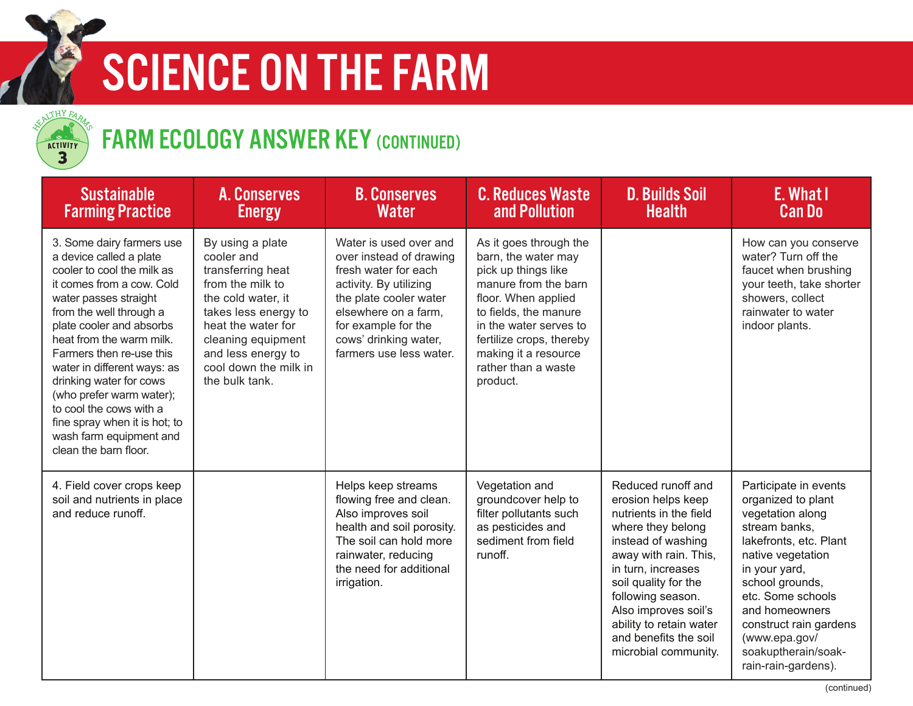# SCIENCE ON THE FARM

## FARM ECOLOGY ANSWER KEY (CONTINUED)

| Sustainable Farming Practice | A. Conserves Energy | B. Conserves Water | C. Reduces Waste and Pollution | D. Builds Soil Health | E. What I Can Do |
|---|---|---|---|---|---|
| 3. Some dairy farmers use a device called a plate cooler to cool the milk as it comes from a cow. Cold water passes straight from the well through a plate cooler and absorbs heat from the warm milk. Farmers then re-use this water in different ways: as drinking water for cows (who prefer warm water); to cool the cows with a fine spray when it is hot; to wash farm equipment and clean the barn floor. | By using a plate cooler and transferring heat from the milk to the cold water, it takes less energy to heat the water for cleaning equipment and less energy to cool down the milk in the bulk tank. | Water is used over and over instead of drawing fresh water for each activity. By utilizing the plate cooler water elsewhere on a farm, for example for the cows' drinking water, farmers use less water. | As it goes through the barn, the water may pick up things like manure from the barn floor. When applied to fields, the manure in the water serves to fertilize crops, thereby making it a resource rather than a waste product. | | How can you conserve water? Turn off the faucet when brushing your teeth, take shorter showers, collect rainwater to water indoor plants. |
| 4. Field cover crops keep soil and nutrients in place and reduce runoff. | | Helps keep streams flowing free and clean. Also improves soil health and soil porosity. The soil can hold more rainwater, reducing the need for additional irrigation. | Vegetation and groundcover help to filter pollutants such as pesticides and sediment from field runoff. | Reduced runoff and erosion helps keep nutrients in the field where they belong instead of washing away with rain. This, in turn, increases soil quality for the following season. Also improves soil's ability to retain water and benefits the soil microbial community. | Participate in events organized to plant vegetation along stream banks, lakefronts, etc. Plant native vegetation in your yard, school grounds, etc. Some schools and homeowners construct rain gardens (www.epa.gov/soakuptherain/soak-rain-rain-gardens). |

(continued)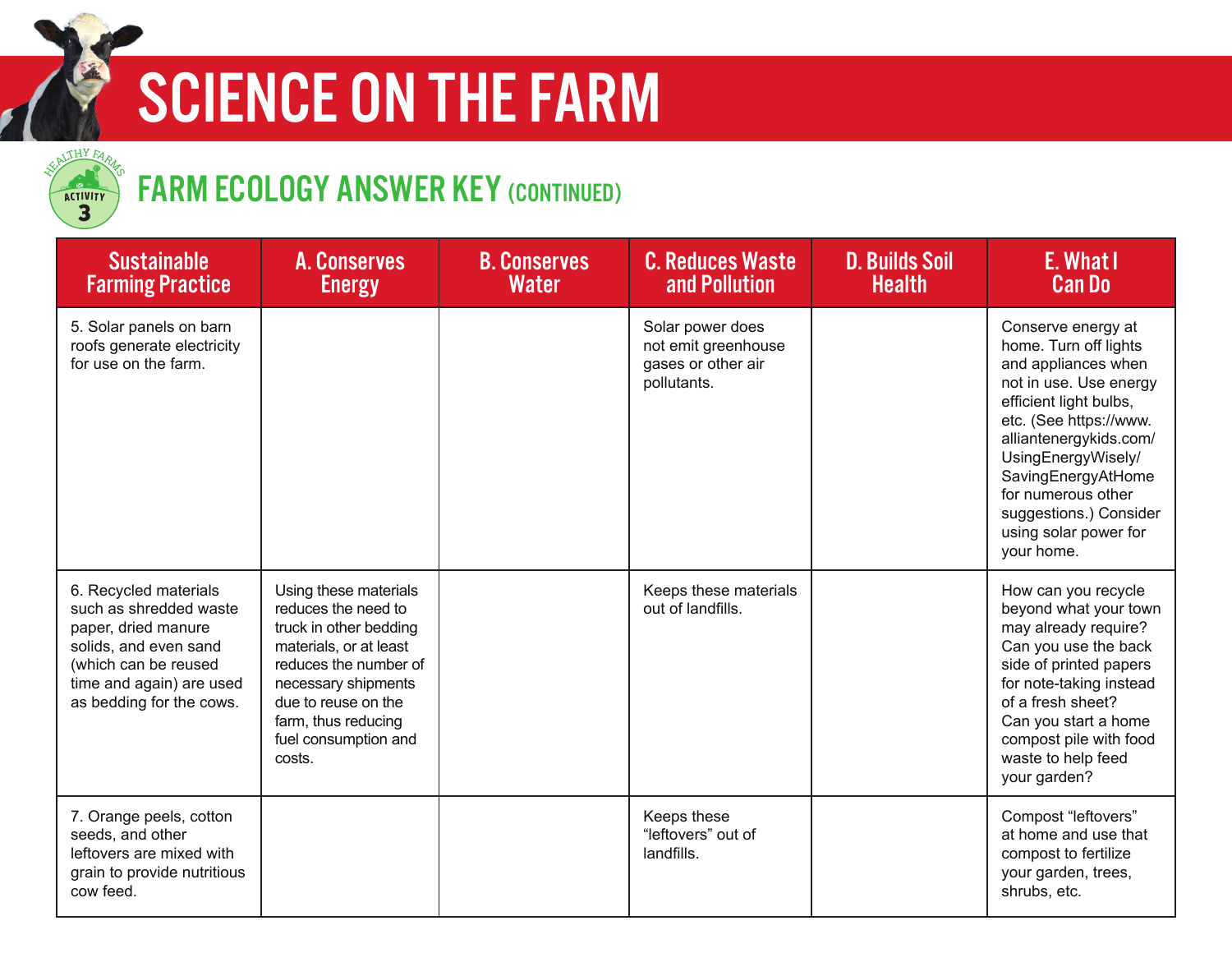# SCIENCE ON THE FARM

## FARM ECOLOGY ANSWER KEY (CONTINUED)

| Sustainable Farming Practice | A. Conserves Energy | B. Conserves Water | C. Reduces Waste and Pollution | D. Builds Soil Health | E. What I Can Do |
|---|---|---|---|---|---|
| 5. Solar panels on barn roofs generate electricity for use on the farm. | | | Solar power does not emit greenhouse gases or other air pollutants. | | Conserve energy at home. Turn off lights and appliances when not in use. Use energy efficient light bulbs, etc. (See https://www.alliantenergykids.com/UsingEnergyWisely/SavingEnergyAtHome for numerous other suggestions.) Consider using solar power for your home. |
| 6. Recycled materials such as shredded waste paper, dried manure solids, and even sand (which can be reused time and again) are used as bedding for the cows. | Using these materials reduces the need to truck in other bedding materials, or at least reduces the number of necessary shipments due to reuse on the farm, thus reducing fuel consumption and costs. | | Keeps these materials out of landfills. | | How can you recycle beyond what your town may already require? Can you use the back side of printed papers for note-taking instead of a fresh sheet? Can you start a home compost pile with food waste to help feed your garden? |
| 7. Orange peels, cotton seeds, and other leftovers are mixed with grain to provide nutritious cow feed. | | | Keeps these "leftovers" out of landfills. | | Compost "leftovers" at home and use that compost to fertilize your garden, trees, shrubs, etc. |